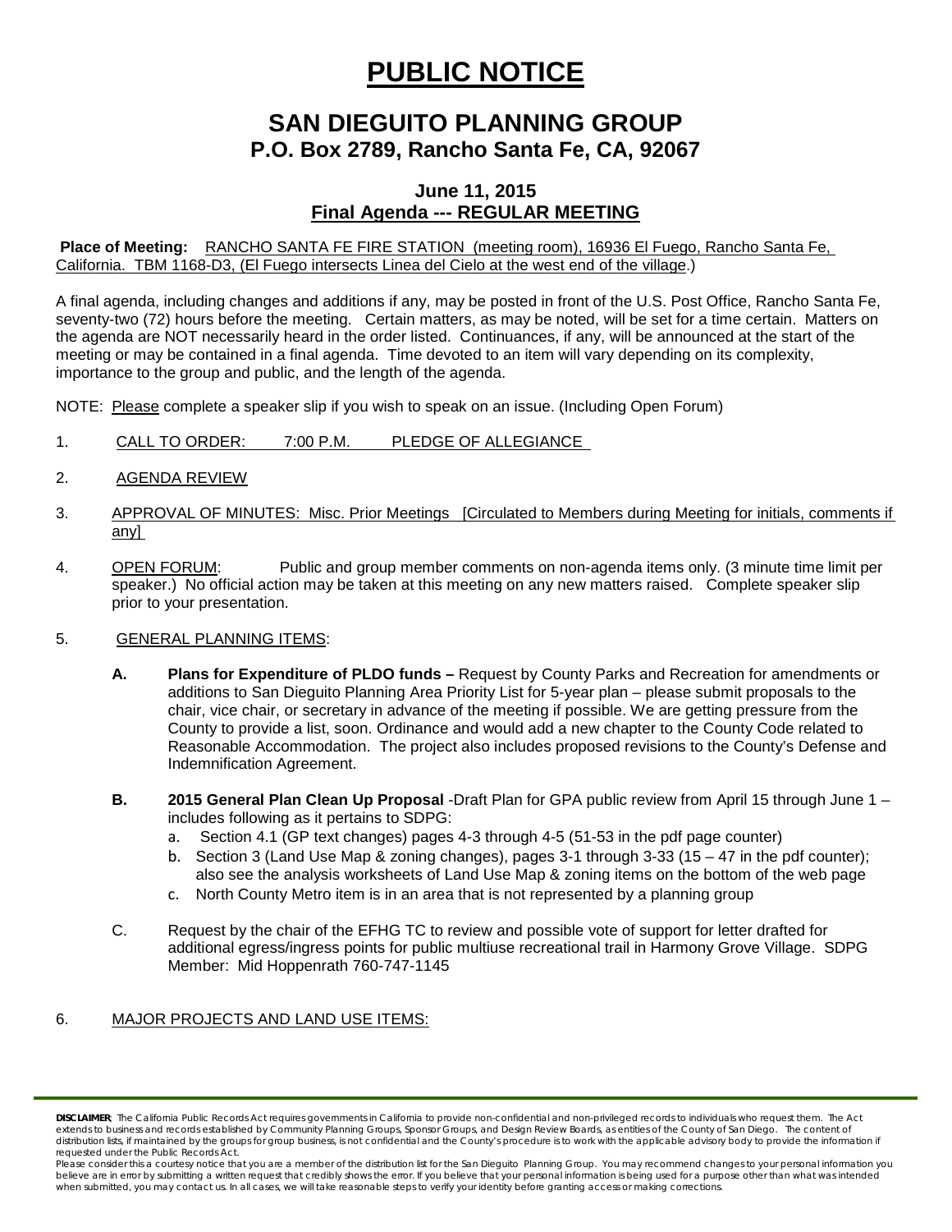# PUBLIC NOTICE

## SAN DIEGUITO PLANNING GROUP
### P.O. Box 2789, Rancho Santa Fe, CA, 92067

### June 11, 2015
### Final Agenda --- REGULAR MEETING

**Place of Meeting:** RANCHO SANTA FE FIRE STATION (meeting room), 16936 El Fuego, Rancho Santa Fe, California. TBM 1168-D3, (El Fuego intersects Linea del Cielo at the west end of the village.)

A final agenda, including changes and additions if any, may be posted in front of the U.S. Post Office, Rancho Santa Fe, seventy-two (72) hours before the meeting. Certain matters, as may be noted, will be set for a time certain. Matters on the agenda are NOT necessarily heard in the order listed. Continuances, if any, will be announced at the start of the meeting or may be contained in a final agenda. Time devoted to an item will vary depending on its complexity, importance to the group and public, and the length of the agenda.

NOTE: Please complete a speaker slip if you wish to speak on an issue. (Including Open Forum)

1. CALL TO ORDER: 7:00 P.M. PLEDGE OF ALLEGIANCE

2. AGENDA REVIEW

3. APPROVAL OF MINUTES: Misc. Prior Meetings [Circulated to Members during Meeting for initials, comments if any]

4. OPEN FORUM: Public and group member comments on non-agenda items only. (3 minute time limit per speaker.) No official action may be taken at this meeting on any new matters raised. Complete speaker slip prior to your presentation.

5. GENERAL PLANNING ITEMS:

   **A. Plans for Expenditure of PLDO funds –** Request by County Parks and Recreation for amendments or additions to San Dieguito Planning Area Priority List for 5-year plan – please submit proposals to the chair, vice chair, or secretary in advance of the meeting if possible. We are getting pressure from the County to provide a list, soon. Ordinance and would add a new chapter to the County Code related to Reasonable Accommodation. The project also includes proposed revisions to the County's Defense and Indemnification Agreement.

   **B. 2015 General Plan Clean Up Proposal** -Draft Plan for GPA public review from April 15 through June 1 – includes following as it pertains to SDPG:
   
   a. Section 4.1 (GP text changes) pages 4-3 through 4-5 (51-53 in the pdf page counter)
   
   b. Section 3 (Land Use Map & zoning changes), pages 3-1 through 3-33 (15 – 47 in the pdf counter); also see the analysis worksheets of Land Use Map & zoning items on the bottom of the web page
   
   c. North County Metro item is in an area that is not represented by a planning group

   C. Request by the chair of the EFHG TC to review and possible vote of support for letter drafted for additional egress/ingress points for public multiuse recreational trail in Harmony Grove Village. SDPG Member: Mid Hoppenrath 760-747-1145

6. MAJOR PROJECTS AND LAND USE ITEMS:

---

**DISCLAIMER**: The California Public Records Act requires governments in California to provide non-confidential and non-privileged records to individuals who request them. The Act extends to business and records established by Community Planning Groups, Sponsor Groups, and Design Review Boards, as entities of the County of San Diego. The content of distribution lists, if maintained by the groups for group business, is not confidential and the County's procedure is to work with the applicable advisory body to provide the information if requested under the Public Records Act.

Please consider this a courtesy notice that you are a member of the distribution list for the San Dieguito Planning Group. You may recommend changes to your personal information you believe are in error by submitting a written request that credibly shows the error. If you believe that your personal information is being used for a purpose other than what was intended when submitted, you may contact us. In all cases, we will take reasonable steps to verify your identity before granting access or making corrections.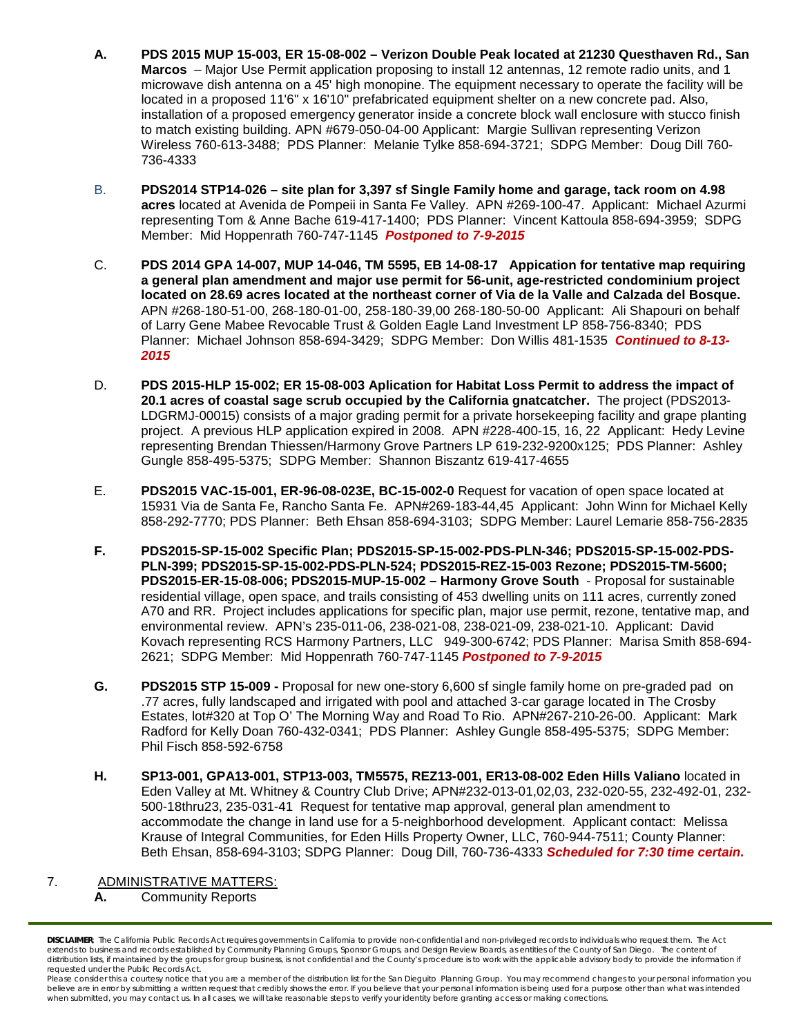- **A.** **PDS 2015 MUP 15-003, ER 15-08-002 – Verizon Double Peak located at 21230 Questhaven Rd., San Marcos** – Major Use Permit application proposing to install 12 antennas, 12 remote radio units, and 1 microwave dish antenna on a 45' high monopine. The equipment necessary to operate the facility will be located in a proposed 11'6" x 16'10" prefabricated equipment shelter on a new concrete pad. Also, installation of a proposed emergency generator inside a concrete block wall enclosure with stucco finish to match existing building. APN #679-050-04-00 Applicant: Margie Sullivan representing Verizon Wireless 760-613-3488; PDS Planner: Melanie Tylke 858-694-3721; SDPG Member: Doug Dill 760-736-4333

- B. **PDS2014 STP14-026 – site plan for 3,397 sf Single Family home and garage, tack room on 4.98 acres** located at Avenida de Pompeii in Santa Fe Valley. APN #269-100-47. Applicant: Michael Azurmi representing Tom & Anne Bache 619-417-1400; PDS Planner: Vincent Kattoula 858-694-3959; SDPG Member: Mid Hoppenrath 760-747-1145 ***Postponed to 7-9-2015***

- C. **PDS 2014 GPA 14-007, MUP 14-046, TM 5595, EB 14-08-17 Appication for tentative map requiring a general plan amendment and major use permit for 56-unit, age-restricted condominium project located on 28.69 acres located at the northeast corner of Via de la Valle and Calzada del Bosque.** APN #268-180-51-00, 268-180-01-00, 258-180-39,00 268-180-50-00 Applicant: Ali Shapouri on behalf of Larry Gene Mabee Revocable Trust & Golden Eagle Land Investment LP 858-756-8340; PDS Planner: Michael Johnson 858-694-3429; SDPG Member: Don Willis 481-1535 ***Continued to 8-13-2015***

- D. **PDS 2015-HLP 15-002; ER 15-08-003 Aplication for Habitat Loss Permit to address the impact of 20.1 acres of coastal sage scrub occupied by the California gnatcatcher.** The project (PDS2013-LDGRMJ-00015) consists of a major grading permit for a private horsekeeping facility and grape planting project. A previous HLP application expired in 2008. APN #228-400-15, 16, 22 Applicant: Hedy Levine representing Brendan Thiessen/Harmony Grove Partners LP 619-232-9200x125; PDS Planner: Ashley Gungle 858-495-5375; SDPG Member: Shannon Biszantz 619-417-4655

- E. **PDS2015 VAC-15-001, ER-96-08-023E, BC-15-002-0** Request for vacation of open space located at 15931 Via de Santa Fe, Rancho Santa Fe. APN#269-183-44,45 Applicant: John Winn for Michael Kelly 858-292-7770; PDS Planner: Beth Ehsan 858-694-3103; SDPG Member: Laurel Lemarie 858-756-2835

- **F.** **PDS2015-SP-15-002 Specific Plan; PDS2015-SP-15-002-PDS-PLN-346; PDS2015-SP-15-002-PDS-PLN-399; PDS2015-SP-15-002-PDS-PLN-524; PDS2015-REZ-15-003 Rezone; PDS2015-TM-5600; PDS2015-ER-15-08-006; PDS2015-MUP-15-002 – Harmony Grove South** - Proposal for sustainable residential village, open space, and trails consisting of 453 dwelling units on 111 acres, currently zoned A70 and RR. Project includes applications for specific plan, major use permit, rezone, tentative map, and environmental review. APN's 235-011-06, 238-021-08, 238-021-09, 238-021-10. Applicant: David Kovach representing RCS Harmony Partners, LLC 949-300-6742; PDS Planner: Marisa Smith 858-694-2621; SDPG Member: Mid Hoppenrath 760-747-1145 ***Postponed to 7-9-2015***

- **G.** **PDS2015 STP 15-009 -** Proposal for new one-story 6,600 sf single family home on pre-graded pad on .77 acres, fully landscaped and irrigated with pool and attached 3-car garage located in The Crosby Estates, lot#320 at Top O' The Morning Way and Road To Rio. APN#267-210-26-00. Applicant: Mark Radford for Kelly Doan 760-432-0341; PDS Planner: Ashley Gungle 858-495-5375; SDPG Member: Phil Fisch 858-592-6758

- **H.** **SP13-001, GPA13-001, STP13-003, TM5575, REZ13-001, ER13-08-002 Eden Hills Valiano** located in Eden Valley at Mt. Whitney & Country Club Drive; APN#232-013-01,02,03, 232-020-55, 232-492-01, 232-500-18thru23, 235-031-41 Request for tentative map approval, general plan amendment to accommodate the change in land use for a 5-neighborhood development. Applicant contact: Melissa Krause of Integral Communities, for Eden Hills Property Owner, LLC, 760-944-7511; County Planner: Beth Ehsan, 858-694-3103; SDPG Planner: Doug Dill, 760-736-4333 ***Scheduled for 7:30 time certain.***

7. ADMINISTRATIVE MATTERS:
   - **A.** Community Reports

---

**DISCLAIMER**; The California Public Records Act requires governments in California to provide non-confidential and non-privileged records to individuals who request them. The Act extends to business and records established by Community Planning Groups, Sponsor Groups, and Design Review Boards, as entities of the County of San Diego. The content of distribution lists, if maintained by the groups for group business, is not confidential and the County's procedure is to work with the applicable advisory body to provide the information if requested under the Public Records Act.

Please consider this a courtesy notice that you are a member of the distribution list for the San Dieguito Planning Group. You may recommend changes to your personal information you believe are in error by submitting a written request that credibly shows the error. If you believe that your personal information is being used for a purpose other than what was intended when submitted, you may contact us. In all cases, we will take reasonable steps to verify your identity before granting access or making corrections.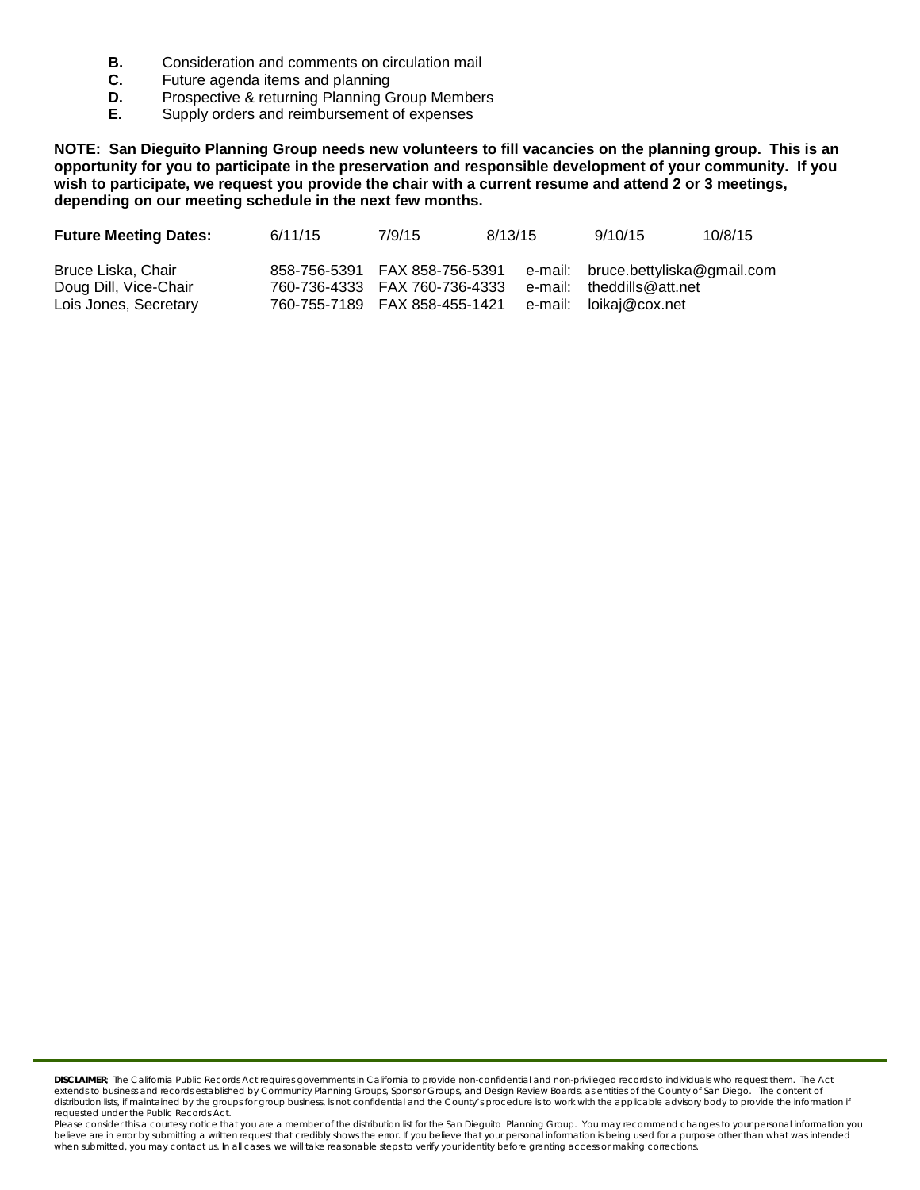**B.** Consideration and comments on circulation mail
**C.** Future agenda items and planning
**D.** Prospective & returning Planning Group Members
**E.** Supply orders and reimbursement of expenses

**NOTE: San Dieguito Planning Group needs new volunteers to fill vacancies on the planning group. This is an opportunity for you to participate in the preservation and responsible development of your community. If you wish to participate, we request you provide the chair with a current resume and attend 2 or 3 meetings, depending on our meeting schedule in the next few months.**

| | | | | | |
|---|---|---|---|---|---|
| **Future Meeting Dates:** | 6/11/15 | 7/9/15 | 8/13/15 | 9/10/15 | 10/8/15 |

| | | | |
|---|---|---|---|
| Bruce Liska, Chair | 858-756-5391 | FAX 858-756-5391 | e-mail: bruce.bettyliska@gmail.com |
| Doug Dill, Vice-Chair | 760-736-4333 | FAX 760-736-4333 | e-mail: theddills@att.net |
| Lois Jones, Secretary | 760-755-7189 | FAX 858-455-1421 | e-mail: loikaj@cox.net |

**DISCLAIMER**; The California Public Records Act requires governments in California to provide non-confidential and non-privileged records to individuals who request them. The Act extends to business and records established by Community Planning Groups, Sponsor Groups, and Design Review Boards, as entities of the County of San Diego. The content of distribution lists, if maintained by the groups for group business, is not confidential and the County's procedure is to work with the applicable advisory body to provide the information if requested under the Public Records Act.
Please consider this a courtesy notice that you are a member of the distribution list for the San Dieguito Planning Group. You may recommend changes to your personal information you believe are in error by submitting a written request that credibly shows the error. If you believe that your personal information is being used for a purpose other than what was intended when submitted, you may contact us. In all cases, we will take reasonable steps to verify your identity before granting access or making corrections.